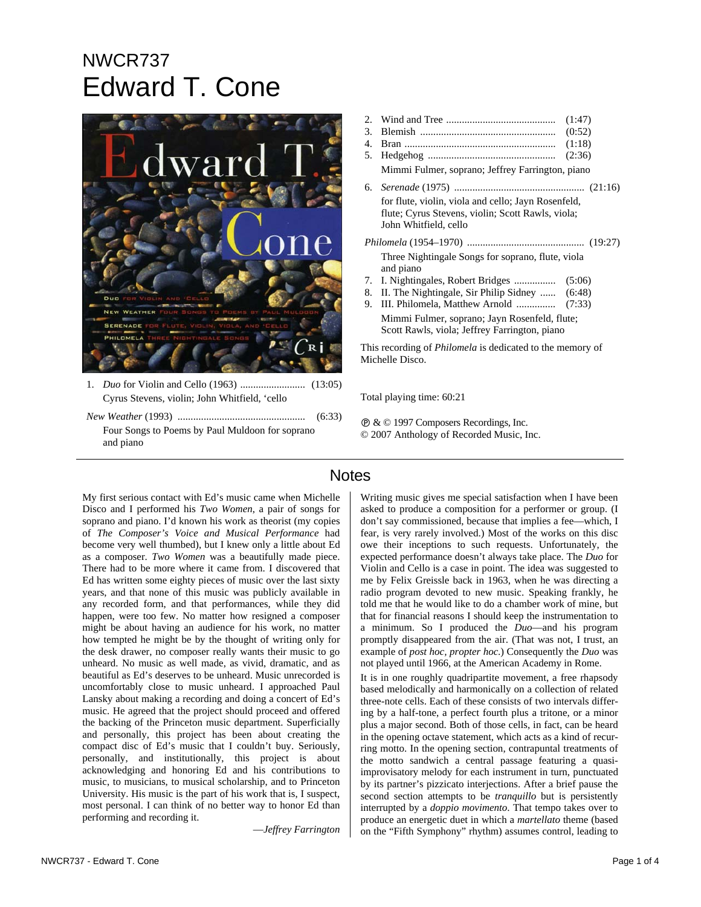NWCR737

# Edward T. Cone

1. *Duo* for Violin and Cello (1963) ......................... (13:05)
   Cyrus Stevens, violin; John Whitfield, 'cello

*New Weather* (1993) ................................................ (6:33)
Four Songs to Poems by Paul Muldoon for soprano and piano

2. Wind and Tree .......................................... (1:47)
3. Blemish .................................................... (0:52)
4. Bran ......................................................... (1:18)
5. Hedgehog ................................................. (2:36)

Mimmi Fulmer, soprano; Jeffrey Farrington, piano

6. *Serenade* (1975) .................................................. (21:16)
   for flute, violin, viola and cello; Jayn Rosenfeld, flute; Cyrus Stevens, violin; Scott Rawls, viola; John Whitfield, cello

*Philomela* (1954–1970) ............................................ (19:27)
Three Nightingale Songs for soprano, flute, viola and piano

7. I. Nightingales, Robert Bridges ................ (5:06)
8. II. The Nightingale, Sir Philip Sidney ...... (6:48)
9. III. Philomela, Matthew Arnold .............. (7:33)

Mimmi Fulmer, soprano; Jayn Rosenfeld, flute; Scott Rawls, viola; Jeffrey Farrington, piano

This recording of *Philomela* is dedicated to the memory of Michelle Disco.

Total playing time: 60:21

℗ & © 1997 Composers Recordings, Inc.
© 2007 Anthology of Recorded Music, Inc.

## Notes

My first serious contact with Ed's music came when Michelle Disco and I performed his *Two Women*, a pair of songs for soprano and piano. I'd known his work as theorist (my copies of *The Composer's Voice and Musical Performance* had become very well thumbed), but I knew only a little about Ed as a composer. *Two Women* was a beautifully made piece. There had to be more where it came from. I discovered that Ed has written some eighty pieces of music over the last sixty years, and that none of this music was publicly available in any recorded form, and that performances, while they did happen, were too few. No matter how resigned a composer might be about having an audience for his work, no matter how tempted he might be by the thought of writing only for the desk drawer, no composer really wants their music to go unheard. No music as well made, as vivid, dramatic, and as beautiful as Ed's deserves to be unheard. Music unrecorded is uncomfortably close to music unheard. I approached Paul Lansky about making a recording and doing a concert of Ed's music. He agreed that the project should proceed and offered the backing of the Princeton music department. Superficially and personally, this project has been about creating the compact disc of Ed's music that I couldn't buy. Seriously, personally, and institutionally, this project is about acknowledging and honoring Ed and his contributions to music, to musicians, to musical scholarship, and to Princeton University. His music is the part of his work that is, I suspect, most personal. I can think of no better way to honor Ed than performing and recording it.

—*Jeffrey Farrington*

Writing music gives me special satisfaction when I have been asked to produce a composition for a performer or group. (I don't say commissioned, because that implies a fee—which, I fear, is very rarely involved.) Most of the works on this disc owe their inceptions to such requests. Unfortunately, the expected performance doesn't always take place. The *Duo* for Violin and Cello is a case in point. The idea was suggested to me by Felix Greissle back in 1963, when he was directing a radio program devoted to new music. Speaking frankly, he told me that he would like to do a chamber work of mine, but that for financial reasons I should keep the instrumentation to a minimum. So I produced the *Duo*—and his program promptly disappeared from the air. (That was not, I trust, an example of *post hoc, propter hoc.*) Consequently the *Duo* was not played until 1966, at the American Academy in Rome.

It is in one roughly quadripartite movement, a free rhapsody based melodically and harmonically on a collection of related three-note cells. Each of these consists of two intervals differing by a half-tone, a perfect fourth plus a tritone, or a minor plus a major second. Both of those cells, in fact, can be heard in the opening octave statement, which acts as a kind of recurring motto. In the opening section, contrapuntal treatments of the motto sandwich a central passage featuring a quasi-improvisatory melody for each instrument in turn, punctuated by its partner's pizzicato interjections. After a brief pause the second section attempts to be *tranquillo* but is persistently interrupted by a *doppio movimento.* That tempo takes over to produce an energetic duet in which a *martellato* theme (based on the "Fifth Symphony" rhythm) assumes control, leading to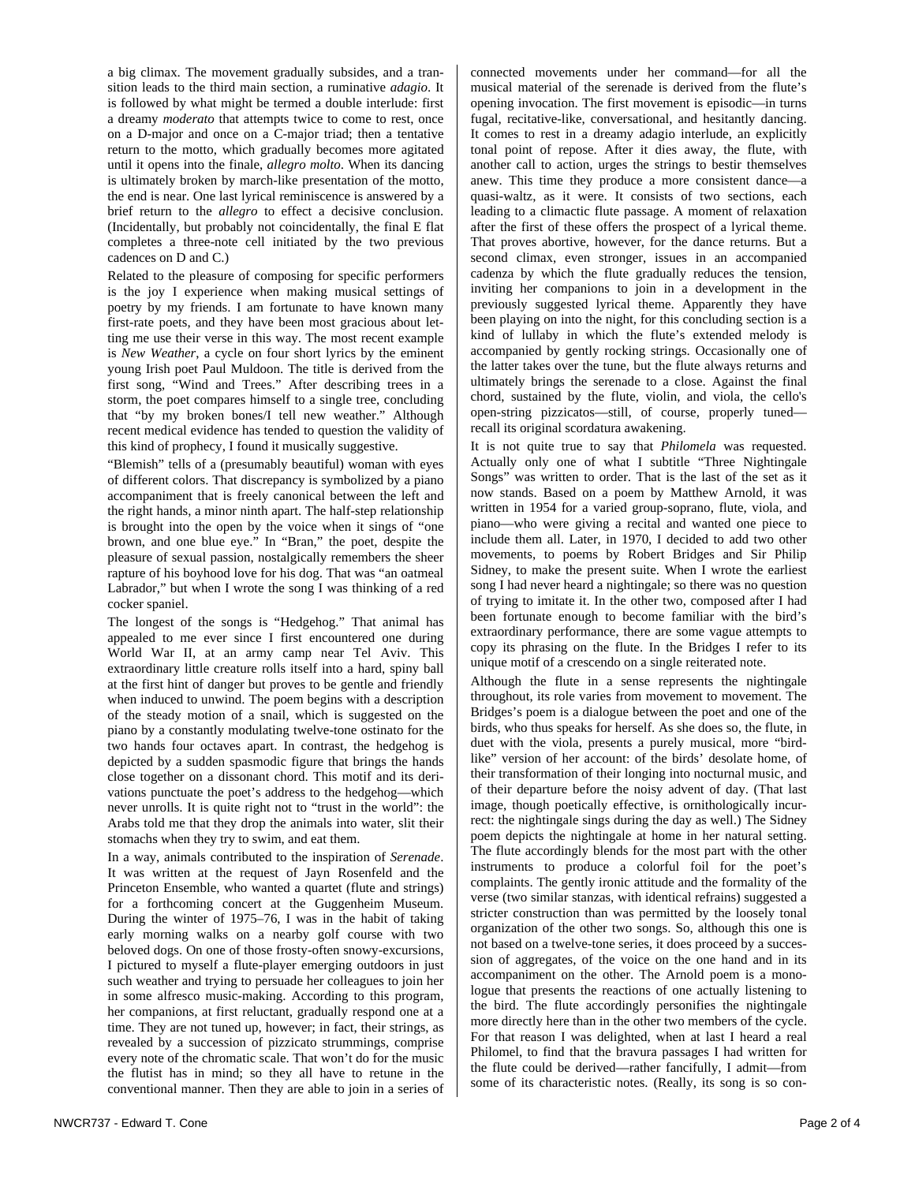a big climax. The movement gradually subsides, and a transition leads to the third main section, a ruminative *adagio*. It is followed by what might be termed a double interlude: first a dreamy *moderato* that attempts twice to come to rest, once on a D-major and once on a C-major triad; then a tentative return to the motto, which gradually becomes more agitated until it opens into the finale, *allegro molto*. When its dancing is ultimately broken by march-like presentation of the motto, the end is near. One last lyrical reminiscence is answered by a brief return to the *allegro* to effect a decisive conclusion. (Incidentally, but probably not coincidentally, the final E flat completes a three-note cell initiated by the two previous cadences on D and C.)

Related to the pleasure of composing for specific performers is the joy I experience when making musical settings of poetry by my friends. I am fortunate to have known many first-rate poets, and they have been most gracious about letting me use their verse in this way. The most recent example is *New Weather*, a cycle on four short lyrics by the eminent young Irish poet Paul Muldoon. The title is derived from the first song, "Wind and Trees." After describing trees in a storm, the poet compares himself to a single tree, concluding that "by my broken bones/I tell new weather." Although recent medical evidence has tended to question the validity of this kind of prophecy, I found it musically suggestive.

"Blemish" tells of a (presumably beautiful) woman with eyes of different colors. That discrepancy is symbolized by a piano accompaniment that is freely canonical between the left and the right hands, a minor ninth apart. The half-step relationship is brought into the open by the voice when it sings of "one brown, and one blue eye." In "Bran," the poet, despite the pleasure of sexual passion, nostalgically remembers the sheer rapture of his boyhood love for his dog. That was "an oatmeal Labrador," but when I wrote the song I was thinking of a red cocker spaniel.

The longest of the songs is "Hedgehog." That animal has appealed to me ever since I first encountered one during World War II, at an army camp near Tel Aviv. This extraordinary little creature rolls itself into a hard, spiny ball at the first hint of danger but proves to be gentle and friendly when induced to unwind. The poem begins with a description of the steady motion of a snail, which is suggested on the piano by a constantly modulating twelve-tone ostinato for the two hands four octaves apart. In contrast, the hedgehog is depicted by a sudden spasmodic figure that brings the hands close together on a dissonant chord. This motif and its derivations punctuate the poet's address to the hedgehog—which never unrolls. It is quite right not to "trust in the world": the Arabs told me that they drop the animals into water, slit their stomachs when they try to swim, and eat them.

In a way, animals contributed to the inspiration of *Serenade*. It was written at the request of Jayn Rosenfeld and the Princeton Ensemble, who wanted a quartet (flute and strings) for a forthcoming concert at the Guggenheim Museum. During the winter of 1975–76, I was in the habit of taking early morning walks on a nearby golf course with two beloved dogs. On one of those frosty-often snowy-excursions, I pictured to myself a flute-player emerging outdoors in just such weather and trying to persuade her colleagues to join her in some alfresco music-making. According to this program, her companions, at first reluctant, gradually respond one at a time. They are not tuned up, however; in fact, their strings, as revealed by a succession of pizzicato strummings, comprise every note of the chromatic scale. That won't do for the music the flutist has in mind; so they all have to retune in the conventional manner. Then they are able to join in a series of connected movements under her command—for all the musical material of the serenade is derived from the flute's opening invocation. The first movement is episodic—in turns fugal, recitative-like, conversational, and hesitantly dancing. It comes to rest in a dreamy adagio interlude, an explicitly tonal point of repose. After it dies away, the flute, with another call to action, urges the strings to bestir themselves anew. This time they produce a more consistent dance—a quasi-waltz, as it were. It consists of two sections, each leading to a climactic flute passage. A moment of relaxation after the first of these offers the prospect of a lyrical theme. That proves abortive, however, for the dance returns. But a second climax, even stronger, issues in an accompanied cadenza by which the flute gradually reduces the tension, inviting her companions to join in a development in the previously suggested lyrical theme. Apparently they have been playing on into the night, for this concluding section is a kind of lullaby in which the flute's extended melody is accompanied by gently rocking strings. Occasionally one of the latter takes over the tune, but the flute always returns and ultimately brings the serenade to a close. Against the final chord, sustained by the flute, violin, and viola, the cello's open-string pizzicatos—still, of course, properly tuned—recall its original scordatura awakening.

It is not quite true to say that *Philomela* was requested. Actually only one of what I subtitle "Three Nightingale Songs" was written to order. That is the last of the set as it now stands. Based on a poem by Matthew Arnold, it was written in 1954 for a varied group-soprano, flute, viola, and piano—who were giving a recital and wanted one piece to include them all. Later, in 1970, I decided to add two other movements, to poems by Robert Bridges and Sir Philip Sidney, to make the present suite. When I wrote the earliest song I had never heard a nightingale; so there was no question of trying to imitate it. In the other two, composed after I had been fortunate enough to become familiar with the bird's extraordinary performance, there are some vague attempts to copy its phrasing on the flute. In the Bridges I refer to its unique motif of a crescendo on a single reiterated note.

Although the flute in a sense represents the nightingale throughout, its role varies from movement to movement. The Bridges's poem is a dialogue between the poet and one of the birds, who thus speaks for herself. As she does so, the flute, in duet with the viola, presents a purely musical, more "bird-like" version of her account: of the birds' desolate home, of their transformation of their longing into nocturnal music, and of their departure before the noisy advent of day. (That last image, though poetically effective, is ornithologically incorrect: the nightingale sings during the day as well.) The Sidney poem depicts the nightingale at home in her natural setting. The flute accordingly blends for the most part with the other instruments to produce a colorful foil for the poet's complaints. The gently ironic attitude and the formality of the verse (two similar stanzas, with identical refrains) suggested a stricter construction than was permitted by the loosely tonal organization of the other two songs. So, although this one is not based on a twelve-tone series, it does proceed by a succession of aggregates, of the voice on the one hand and in its accompaniment on the other. The Arnold poem is a monologue that presents the reactions of one actually listening to the bird. The flute accordingly personifies the nightingale more directly here than in the other two members of the cycle. For that reason I was delighted, when at last I heard a real Philomel, to find that the bravura passages I had written for the flute could be derived—rather fancifully, I admit—from some of its characteristic notes. (Really, its song is so con-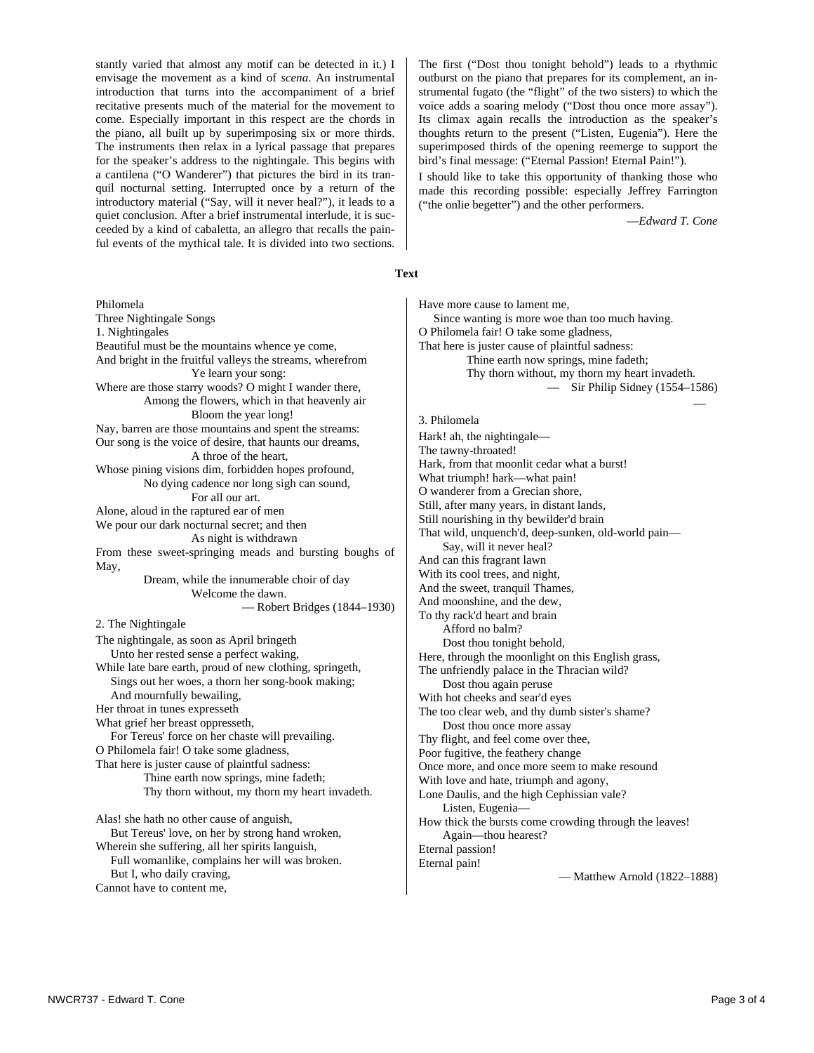stantly varied that almost any motif can be detected in it.) I envisage the movement as a kind of *scena*. An instrumental introduction that turns into the accompaniment of a brief recitative presents much of the material for the movement to come. Especially important in this respect are the chords in the piano, all built up by superimposing six or more thirds. The instruments then relax in a lyrical passage that prepares for the speaker's address to the nightingale. This begins with a cantilena ("O Wanderer") that pictures the bird in its tranquil nocturnal setting. Interrupted once by a return of the introductory material ("Say, will it never heal?"), it leads to a quiet conclusion. After a brief instrumental interlude, it is succeeded by a kind of cabaletta, an allegro that recalls the painful events of the mythical tale. It is divided into two sections. The first ("Dost thou tonight behold") leads to a rhythmic outburst on the piano that prepares for its complement, an instrumental fugato (the "flight" of the two sisters) to which the voice adds a soaring melody ("Dost thou once more assay"). Its climax again recalls the introduction as the speaker's thoughts return to the present ("Listen, Eugenia"). Here the superimposed thirds of the opening reemerge to support the bird's final message: ("Eternal Passion! Eternal Pain!").

I should like to take this opportunity of thanking those who made this recording possible: especially Jeffrey Farrington ("the onlie begetter") and the other performers.

—*Edward T. Cone*

**Text**

Philomela
Three Nightingale Songs
1. Nightingales

Beautiful must be the mountains whence ye come,
And bright in the fruitful valleys the streams, wherefrom
Ye learn your song:
Where are those starry woods? O might I wander there,
Among the flowers, which in that heavenly air
Bloom the year long!
Nay, barren are those mountains and spent the streams:
Our song is the voice of desire, that haunts our dreams,
A throe of the heart,
Whose pining visions dim, forbidden hopes profound,
No dying cadence nor long sigh can sound,
For all our art.
Alone, aloud in the raptured ear of men
We pour our dark nocturnal secret; and then
As night is withdrawn
From these sweet-springing meads and bursting boughs of May,
Dream, while the innumerable choir of day
Welcome the dawn.

— Robert Bridges (1844–1930)

2. The Nightingale

The nightingale, as soon as April bringeth
Unto her rested sense a perfect waking,
While late bare earth, proud of new clothing, springeth,
Sings out her woes, a thorn her song-book making;
And mournfully bewailing,
Her throat in tunes expresseth
What grief her breast oppresseth,
For Tereus' force on her chaste will prevailing.
O Philomela fair! O take some gladness,
That here is juster cause of plaintful sadness:
Thine earth now springs, mine fadeth;
Thy thorn without, my thorn my heart invadeth.

Alas! she hath no other cause of anguish,
But Tereus' love, on her by strong hand wroken,
Wherein she suffering, all her spirits languish,
Full womanlike, complains her will was broken.
But I, who daily craving,
Cannot have to content me,
Have more cause to lament me,
Since wanting is more woe than too much having.
O Philomela fair! O take some gladness,
That here is juster cause of plaintful sadness:
Thine earth now springs, mine fadeth;
Thy thorn without, my thorn my heart invadeth.

— Sir Philip Sidney (1554–1586)

3. Philomela

Hark! ah, the nightingale—
The tawny-throated!
Hark, from that moonlit cedar what a burst!
What triumph! hark—what pain!
O wanderer from a Grecian shore,
Still, after many years, in distant lands,
Still nourishing in thy bewilder'd brain
That wild, unquench'd, deep-sunken, old-world pain—
Say, will it never heal?
And can this fragrant lawn
With its cool trees, and night,
And the sweet, tranquil Thames,
And moonshine, and the dew,
To thy rack'd heart and brain
Afford no balm?
Dost thou tonight behold,
Here, through the moonlight on this English grass,
The unfriendly palace in the Thracian wild?
Dost thou again peruse
With hot cheeks and sear'd eyes
The too clear web, and thy dumb sister's shame?
Dost thou once more assay
Thy flight, and feel come over thee,
Poor fugitive, the feathery change
Once more, and once more seem to make resound
With love and hate, triumph and agony,
Lone Daulis, and the high Cephissian vale?
Listen, Eugenia—
How thick the bursts come crowding through the leaves!
Again—thou hearest?
Eternal passion!
Eternal pain!

— Matthew Arnold (1822–1888)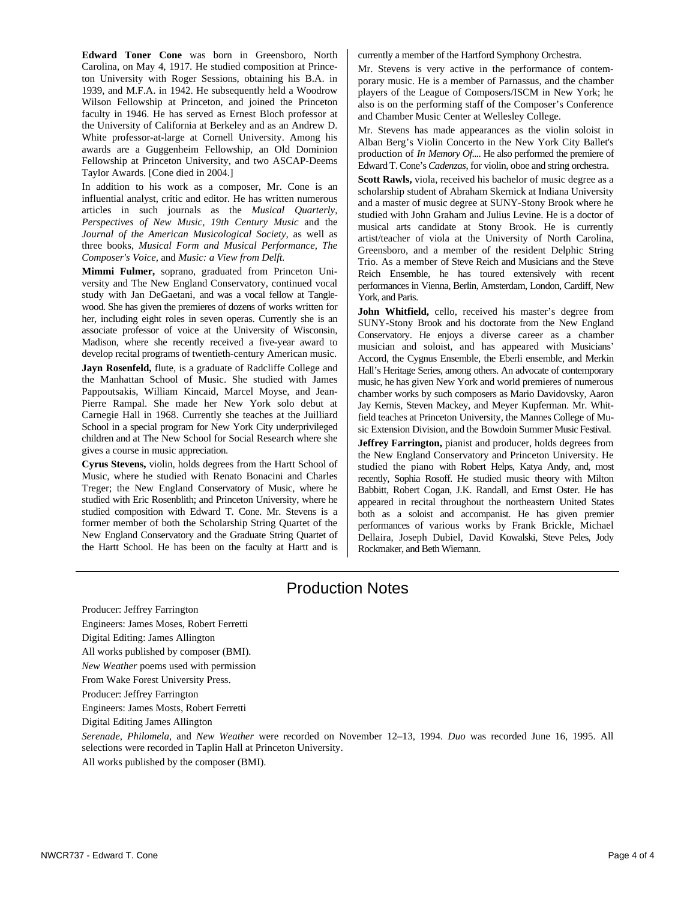**Edward Toner Cone** was born in Greensboro, North Carolina, on May 4, 1917. He studied composition at Princeton University with Roger Sessions, obtaining his B.A. in 1939, and M.F.A. in 1942. He subsequently held a Woodrow Wilson Fellowship at Princeton, and joined the Princeton faculty in 1946. He has served as Ernest Bloch professor at the University of California at Berkeley and as an Andrew D. White professor-at-large at Cornell University. Among his awards are a Guggenheim Fellowship, an Old Dominion Fellowship at Princeton University, and two ASCAP-Deems Taylor Awards. [Cone died in 2004.]

In addition to his work as a composer, Mr. Cone is an influential analyst, critic and editor. He has written numerous articles in such journals as the *Musical Quarterly*, *Perspectives of New Music*, *19th Century Music* and the *Journal of the American Musicological Society*, as well as three books, *Musical Form and Musical Performance*, *The Composer's Voice*, and *Music: a View from Delft.*

**Mimmi Fulmer,** soprano, graduated from Princeton University and The New England Conservatory, continued vocal study with Jan DeGaetani, and was a vocal fellow at Tanglewood. She has given the premieres of dozens of works written for her, including eight roles in seven operas. Currently she is an associate professor of voice at the University of Wisconsin, Madison, where she recently received a five-year award to develop recital programs of twentieth-century American music.

**Jayn Rosenfeld,** flute, is a graduate of Radcliffe College and the Manhattan School of Music. She studied with James Pappoutsakis, William Kincaid, Marcel Moyse, and Jean-Pierre Rampal. She made her New York solo debut at Carnegie Hall in 1968. Currently she teaches at the Juilliard School in a special program for New York City underprivileged children and at The New School for Social Research where she gives a course in music appreciation.

**Cyrus Stevens,** violin, holds degrees from the Hartt School of Music, where he studied with Renato Bonacini and Charles Treger; the New England Conservatory of Music, where he studied with Eric Rosenblith; and Princeton University, where he studied composition with Edward T. Cone. Mr. Stevens is a former member of both the Scholarship String Quartet of the New England Conservatory and the Graduate String Quartet of the Hartt School. He has been on the faculty at Hartt and is currently a member of the Hartford Symphony Orchestra.

Mr. Stevens is very active in the performance of contemporary music. He is a member of Parnassus, and the chamber players of the League of Composers/ISCM in New York; he also is on the performing staff of the Composer's Conference and Chamber Music Center at Wellesley College.

Mr. Stevens has made appearances as the violin soloist in Alban Berg's Violin Concerto in the New York City Ballet's production of *In Memory Of....* He also performed the premiere of Edward T. Cone's *Cadenzas*, for violin, oboe and string orchestra.

**Scott Rawls,** viola, received his bachelor of music degree as a scholarship student of Abraham Skernick at Indiana University and a master of music degree at SUNY-Stony Brook where he studied with John Graham and Julius Levine. He is a doctor of musical arts candidate at Stony Brook. He is currently artist/teacher of viola at the University of North Carolina, Greensboro, and a member of the resident Delphic String Trio. As a member of Steve Reich and Musicians and the Steve Reich Ensemble, he has toured extensively with recent performances in Vienna, Berlin, Amsterdam, London, Cardiff, New York, and Paris.

**John Whitfield,** cello, received his master's degree from SUNY-Stony Brook and his doctorate from the New England Conservatory. He enjoys a diverse career as a chamber musician and soloist, and has appeared with Musicians' Accord, the Cygnus Ensemble, the Eberli ensemble, and Merkin Hall's Heritage Series, among others. An advocate of contemporary music, he has given New York and world premieres of numerous chamber works by such composers as Mario Davidovsky, Aaron Jay Kernis, Steven Mackey, and Meyer Kupferman. Mr. Whitfield teaches at Princeton University, the Mannes College of Music Extension Division, and the Bowdoin Summer Music Festival.

**Jeffrey Farrington,** pianist and producer, holds degrees from the New England Conservatory and Princeton University. He studied the piano with Robert Helps, Katya Andy, and, most recently, Sophia Rosoff. He studied music theory with Milton Babbitt, Robert Cogan, J.K. Randall, and Ernst Oster. He has appeared in recital throughout the northeastern United States both as a soloist and accompanist. He has given premier performances of various works by Frank Brickle, Michael Dellaira, Joseph Dubiel, David Kowalski, Steve Peles, Jody Rockmaker, and Beth Wiemann.

# Production Notes

Producer: Jeffrey Farrington

Engineers: James Moses, Robert Ferretti

Digital Editing: James Allington

All works published by composer (BMI).

*New Weather* poems used with permission

From Wake Forest University Press.

Producer: Jeffrey Farrington

Engineers: James Mosts, Robert Ferretti

Digital Editing James Allington

*Serenade*, *Philomela*, and *New Weather* were recorded on November 12–13, 1994. *Duo* was recorded June 16, 1995. All selections were recorded in Taplin Hall at Princeton University.

All works published by the composer (BMI).